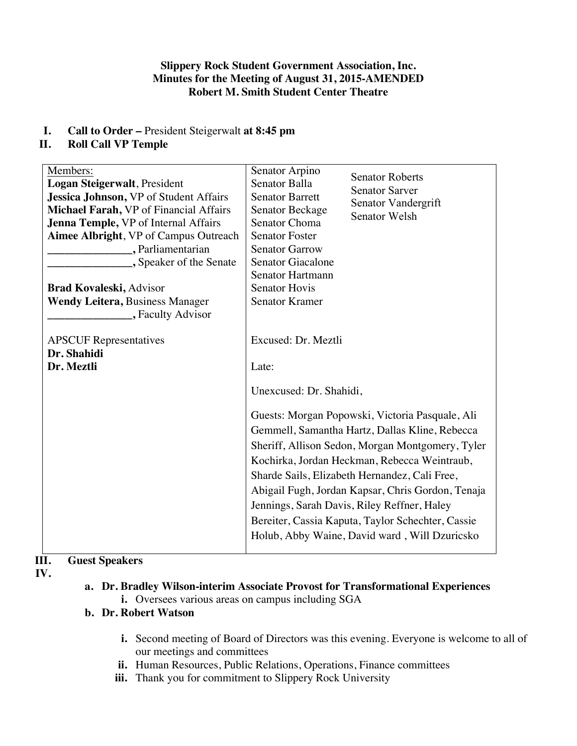**Slippery Rock Student Government Association, Inc.**
**Minutes for the Meeting of August 31, 2015-AMENDED**
**Robert M. Smith Student Center Theatre**

I. **Call to Order –** President Steigerwalt **at 8:45 pm**
II. **Roll Call VP Temple**

| Members: | Senators |
|---|---|
| **Logan Steigerwalt**, President<br>**Jessica Johnson,** VP of Student Affairs<br>**Michael Farah,** VP of Financial Affairs<br>**Jenna Temple,** VP of Internal Affairs<br>**Aimee Albright**, VP of Campus Outreach<br>**_______________,** Parliamentarian<br>**_______________,** Speaker of the Senate<br><br>**Brad Kovaleski,** Advisor<br>**Wendy Leitera,** Business Manager<br>**_______________,** Faculty Advisor<br><br>APSCUF Representatives<br>**Dr. Shahidi**<br>**Dr. Meztli** | Senator Arpino<br>Senator Balla<br>Senator Barrett<br>Senator Beckage<br>Senator Choma<br>Senator Foster<br>Senator Garrow<br>Senator Giacalone<br>Senator Hartmann<br>Senator Hovis<br>Senator Kramer<br>Senator Roberts<br>Senator Sarver<br>Senator Vandergrift<br>Senator Welsh<br><br>Excused: Dr. Meztli<br><br>Late:<br><br>Unexcused: Dr. Shahidi,<br><br>Guests: Morgan Popowski, Victoria Pasquale, Ali Gemmell, Samantha Hartz, Dallas Kline, Rebecca Sheriff, Allison Sedon, Morgan Montgomery, Tyler Kochirka, Jordan Heckman, Rebecca Weintraub, Sharde Sails, Elizabeth Hernandez, Cali Free, Abigail Fugh, Jordan Kapsar, Chris Gordon, Tenaja Jennings, Sarah Davis, Riley Reffner, Haley Bereiter, Cassia Kaputa, Taylor Schechter, Cassie Holub, Abby Waine, David ward , Will Dzuricsko |

III. **Guest Speakers**
IV.

a. **Dr. Bradley Wilson-interim Associate Provost for Transformational Experiences**
   i. Oversees various areas on campus including SGA

b. **Dr. Robert Watson**
   i. Second meeting of Board of Directors was this evening. Everyone is welcome to all of our meetings and committees
   ii. Human Resources, Public Relations, Operations, Finance committees
   iii. Thank you for commitment to Slippery Rock University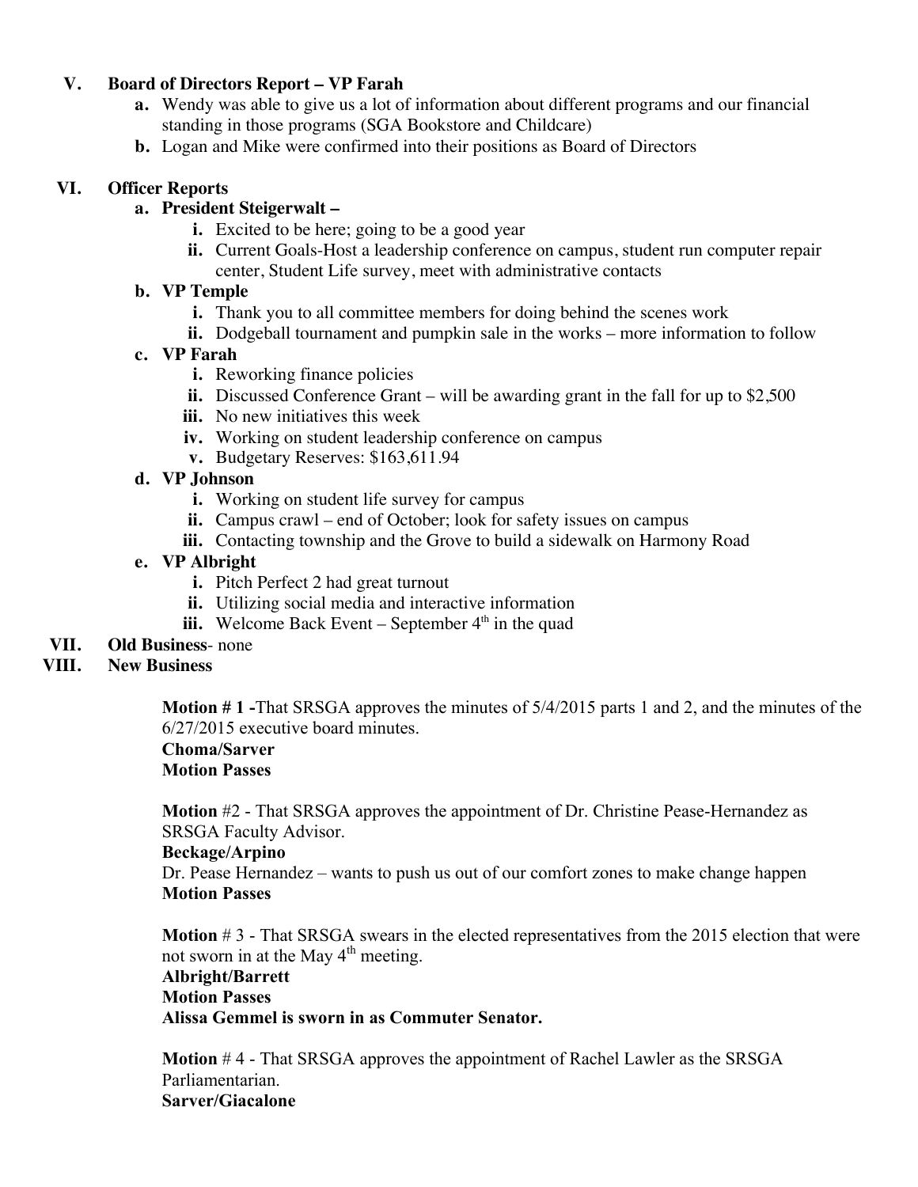## V. Board of Directors Report – VP Farah

a. Wendy was able to give us a lot of information about different programs and our financial standing in those programs (SGA Bookstore and Childcare)

b. Logan and Mike were confirmed into their positions as Board of Directors

## VI. Officer Reports

### a. President Steigerwalt –

i. Excited to be here; going to be a good year

ii. Current Goals-Host a leadership conference on campus, student run computer repair center, Student Life survey, meet with administrative contacts

### b. VP Temple

i. Thank you to all committee members for doing behind the scenes work

ii. Dodgeball tournament and pumpkin sale in the works – more information to follow

### c. VP Farah

i. Reworking finance policies

ii. Discussed Conference Grant – will be awarding grant in the fall for up to $2,500

iii. No new initiatives this week

iv. Working on student leadership conference on campus

v. Budgetary Reserves: $163,611.94

### d. VP Johnson

i. Working on student life survey for campus

ii. Campus crawl – end of October; look for safety issues on campus

iii. Contacting township and the Grove to build a sidewalk on Harmony Road

### e. VP Albright

i. Pitch Perfect 2 had great turnout

ii. Utilizing social media and interactive information

iii. Welcome Back Event – September 4th in the quad

## VII. Old Business- none

## VIII. New Business

**Motion # 1 -**That SRSGA approves the minutes of 5/4/2015 parts 1 and 2, and the minutes of the 6/27/2015 executive board minutes.
**Choma/Sarver**
**Motion Passes**

**Motion** #2 - That SRSGA approves the appointment of Dr. Christine Pease-Hernandez as SRSGA Faculty Advisor.
**Beckage/Arpino**
Dr. Pease Hernandez – wants to push us out of our comfort zones to make change happen
**Motion Passes**

**Motion** # 3 - That SRSGA swears in the elected representatives from the 2015 election that were not sworn in at the May 4th meeting.
**Albright/Barrett**
**Motion Passes**
**Alissa Gemmel is sworn in as Commuter Senator.**

**Motion** # 4 - That SRSGA approves the appointment of Rachel Lawler as the SRSGA Parliamentarian.
**Sarver/Giacalone**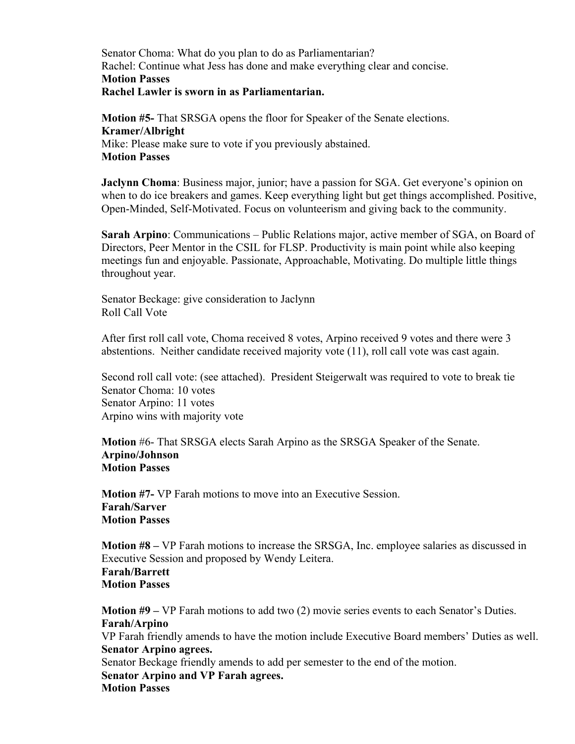Senator Choma: What do you plan to do as Parliamentarian?
Rachel: Continue what Jess has done and make everything clear and concise.
**Motion Passes**
**Rachel Lawler is sworn in as Parliamentarian.**

**Motion #5-** That SRSGA opens the floor for Speaker of the Senate elections.
**Kramer/Albright**
Mike: Please make sure to vote if you previously abstained.
**Motion Passes**

**Jaclynn Choma**: Business major, junior; have a passion for SGA. Get everyone's opinion on when to do ice breakers and games. Keep everything light but get things accomplished. Positive, Open-Minded, Self-Motivated. Focus on volunteerism and giving back to the community.

**Sarah Arpino**: Communications – Public Relations major, active member of SGA, on Board of Directors, Peer Mentor in the CSIL for FLSP. Productivity is main point while also keeping meetings fun and enjoyable. Passionate, Approachable, Motivating. Do multiple little things throughout year.

Senator Beckage: give consideration to Jaclynn
Roll Call Vote

After first roll call vote, Choma received 8 votes, Arpino received 9 votes and there were 3 abstentions. Neither candidate received majority vote (11), roll call vote was cast again.

Second roll call vote: (see attached). President Steigerwalt was required to vote to break tie
Senator Choma: 10 votes
Senator Arpino: 11 votes
Arpino wins with majority vote

**Motion** #6- That SRSGA elects Sarah Arpino as the SRSGA Speaker of the Senate.
**Arpino/Johnson**
**Motion Passes**

**Motion #7-** VP Farah motions to move into an Executive Session.
**Farah/Sarver**
**Motion Passes**

**Motion #8 –** VP Farah motions to increase the SRSGA, Inc. employee salaries as discussed in Executive Session and proposed by Wendy Leitera.
**Farah/Barrett**
**Motion Passes**

**Motion #9 –** VP Farah motions to add two (2) movie series events to each Senator's Duties.
**Farah/Arpino**
VP Farah friendly amends to have the motion include Executive Board members' Duties as well.
**Senator Arpino agrees.**
Senator Beckage friendly amends to add per semester to the end of the motion.
**Senator Arpino and VP Farah agrees.**
**Motion Passes**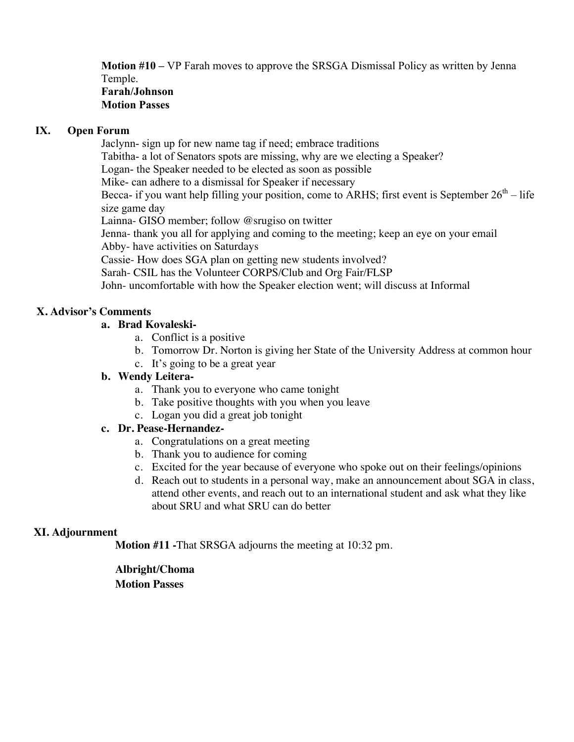**Motion #10 –** VP Farah moves to approve the SRSGA Dismissal Policy as written by Jenna Temple.

**Farah/Johnson**

**Motion Passes**

## IX. Open Forum

Jaclynn- sign up for new name tag if need; embrace traditions

Tabitha- a lot of Senators spots are missing, why are we electing a Speaker?

Logan- the Speaker needed to be elected as soon as possible

Mike- can adhere to a dismissal for Speaker if necessary

Becca- if you want help filling your position, come to ARHS; first event is September 26th – life size game day

Lainna- GISO member; follow @srugiso on twitter

Jenna- thank you all for applying and coming to the meeting; keep an eye on your email

Abby- have activities on Saturdays

Cassie- How does SGA plan on getting new students involved?

Sarah- CSIL has the Volunteer CORPS/Club and Org Fair/FLSP

John- uncomfortable with how the Speaker election went; will discuss at Informal

## X. Advisor's Comments

**a. Brad Kovaleski-**

   a. Conflict is a positive
   b. Tomorrow Dr. Norton is giving her State of the University Address at common hour
   c. It's going to be a great year

**b. Wendy Leitera-**

   a. Thank you to everyone who came tonight
   b. Take positive thoughts with you when you leave
   c. Logan you did a great job tonight

**c. Dr. Pease-Hernandez-**

   a. Congratulations on a great meeting
   b. Thank you to audience for coming
   c. Excited for the year because of everyone who spoke out on their feelings/opinions
   d. Reach out to students in a personal way, make an announcement about SGA in class, attend other events, and reach out to an international student and ask what they like about SRU and what SRU can do better

## XI. Adjournment

**Motion #11 -**That SRSGA adjourns the meeting at 10:32 pm.

**Albright/Choma**

**Motion Passes**